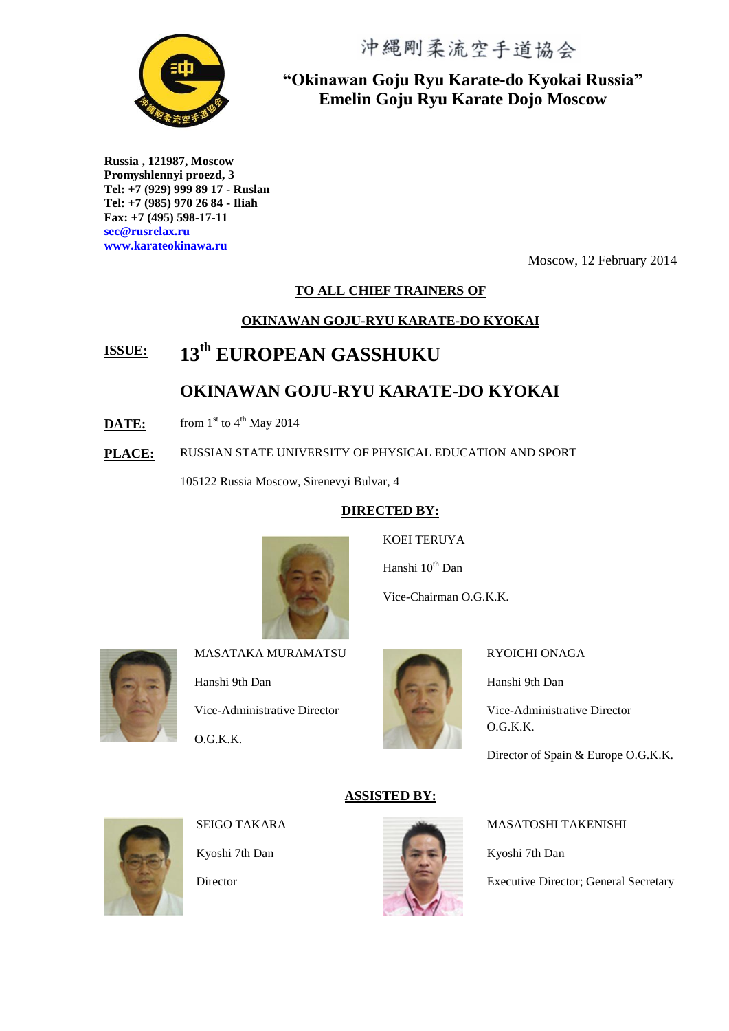沖縄剛柔流空手道協会

**“Okinawan Goju Ryu Karate-do Kyokai Russia”**
**Emelin Goju Ryu Karate Dojo Moscow**

**Russia , 121987, Moscow**
**Promyshlennyi proezd, 3**
**Tel: +7 (929) 999 89 17 - Ruslan**
**Tel: +7 (985) 970 26 84 - Iliah**
**Fax: +7 (495) 598-17-11**
**sec@rusrelax.ru**
**www.karateokinawa.ru**

Moscow, 12 February 2014

**TO ALL CHIEF TRAINERS OF**

**OKINAWAN GOJU-RYU KARATE-DO KYOKAI**

**ISSUE:** **13th EUROPEAN GASSHUKU**

**OKINAWAN GOJU-RYU KARATE-DO KYOKAI**

**DATE:** from 1st to 4th May 2014

**PLACE:** RUSSIAN STATE UNIVERSITY OF PHYSICAL EDUCATION AND SPORT

105122 Russia Moscow, Sirenevyi Bulvar, 4

**DIRECTED BY:**

KOEI TERUYA

Hanshi 10th Dan

Vice-Chairman O.G.K.K.

MASATAKA MURAMATSU

Hanshi 9th Dan

Vice-Administrative Director

O.G.K.K.

RYOICHI ONAGA

Hanshi 9th Dan

Vice-Administrative Director O.G.K.K.

Director of Spain & Europe O.G.K.K.

**ASSISTED BY:**

SEIGO TAKARA

Kyoshi 7th Dan

Director

MASATOSHI TAKENISHI

Kyoshi 7th Dan

Executive Director; General Secretary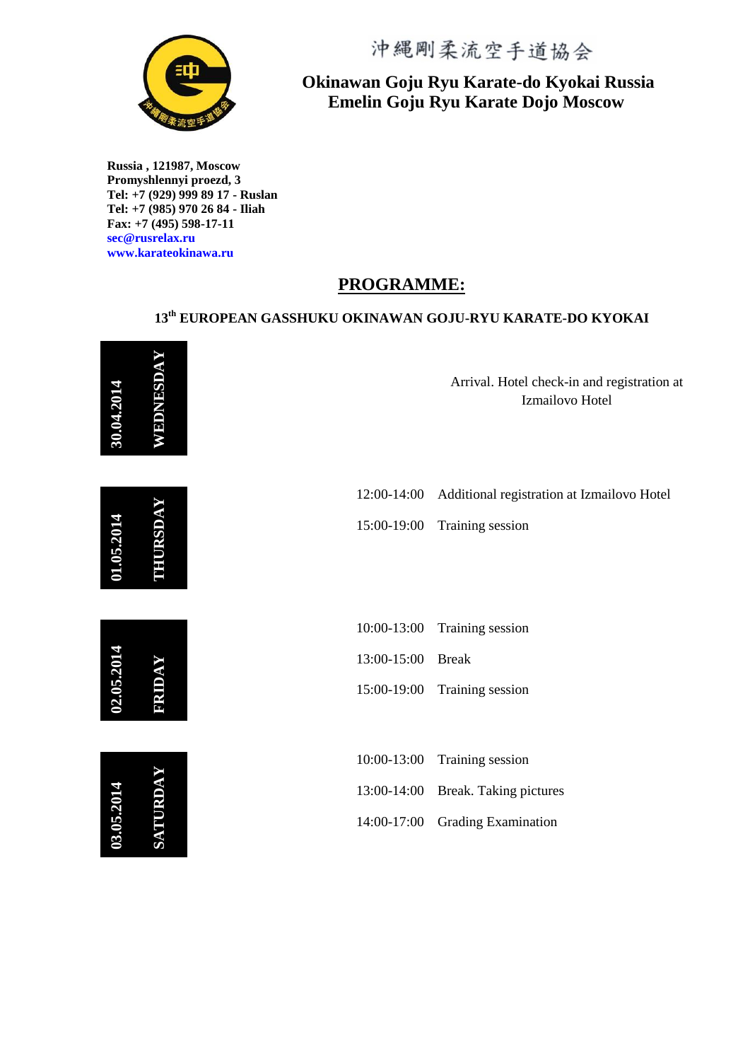沖縄剛柔流空手道協会

**Okinawan Goju Ryu Karate-do Kyokai Russia**
**Emelin Goju Ryu Karate Dojo Moscow**

**Russia , 121987, Moscow**
**Promyshlennyi proezd, 3**
**Tel: +7 (929) 999 89 17 - Ruslan**
**Tel: +7 (985) 970 26 84 - Iliah**
**Fax: +7 (495) 598-17-11**
**sec@rusrelax.ru**
**www.karateokinawa.ru**

## PROGRAMME:

### 13th EUROPEAN GASSHUKU OKINAWAN GOJU-RYU KARATE-DO KYOKAI

**30.04.2014 WEDNESDAY**

Arrival. Hotel check-in and registration at Izmailovo Hotel

**01.05.2014 THURSDAY**

| | |
|---|---|
| 12:00-14:00 | Additional registration at Izmailovo Hotel |
| 15:00-19:00 | Training session |

**02.05.2014 FRIDAY**

| | |
|---|---|
| 10:00-13:00 | Training session |
| 13:00-15:00 | Break |
| 15:00-19:00 | Training session |

**03.05.2014 SATURDAY**

| | |
|---|---|
| 10:00-13:00 | Training session |
| 13:00-14:00 | Break. Taking pictures |
| 14:00-17:00 | Grading Examination |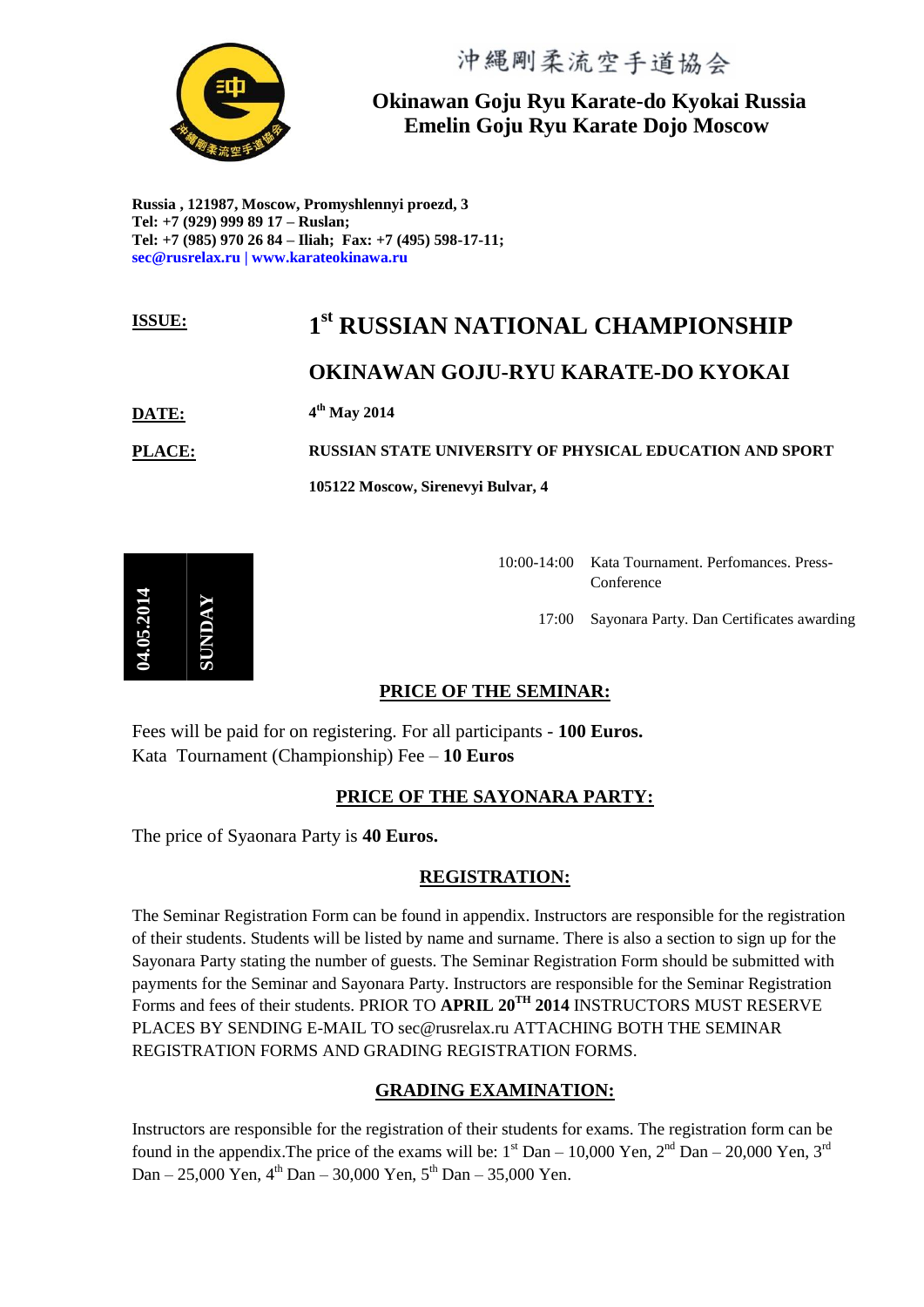沖縄剛柔流空手道協会

**Okinawan Goju Ryu Karate-do Kyokai Russia**
**Emelin Goju Ryu Karate Dojo Moscow**

**Russia , 121987, Moscow, Promyshlennyi proezd, 3**
**Tel: +7 (929) 999 89 17 – Ruslan;**
**Tel: +7 (985) 970 26 84 – Iliah; Fax: +7 (495) 598-17-11;**
**sec@rusrelax.ru | www.karateokinawa.ru**

**ISSUE:** **1st RUSSIAN NATIONAL CHAMPIONSHIP**

**OKINAWAN GOJU-RYU KARATE-DO KYOKAI**

**DATE:** **4th May 2014**

**PLACE:** **RUSSIAN STATE UNIVERSITY OF PHYSICAL EDUCATION AND SPORT**

**105122 Moscow, Sirenevyi Bulvar, 4**

| **04.05.2014 SUNDAY** | | |
|---|---|---|
| | 10:00-14:00 | Kata Tournament. Perfomances. Press-Conference |
| | 17:00 | Sayonara Party. Dan Certificates awarding |

## PRICE OF THE SEMINAR:

Fees will be paid for on registering. For all participants - **100 Euros.**
Kata Tournament (Championship) Fee – **10 Euros**

## PRICE OF THE SAYONARA PARTY:

The price of Syaonara Party is **40 Euros.**

## REGISTRATION:

The Seminar Registration Form can be found in appendix. Instructors are responsible for the registration of their students. Students will be listed by name and surname. There is also a section to sign up for the Sayonara Party stating the number of guests. The Seminar Registration Form should be submitted with payments for the Seminar and Sayonara Party. Instructors are responsible for the Seminar Registration Forms and fees of their students. PRIOR TO **APRIL 20TH 2014** INSTRUCTORS MUST RESERVE PLACES BY SENDING E-MAIL TO sec@rusrelax.ru ATTACHING BOTH THE SEMINAR REGISTRATION FORMS AND GRADING REGISTRATION FORMS.

## GRADING EXAMINATION:

Instructors are responsible for the registration of their students for exams. The registration form can be found in the appendix.The price of the exams will be: 1st Dan – 10,000 Yen, 2nd Dan – 20,000 Yen, 3rd Dan – 25,000 Yen, 4th Dan – 30,000 Yen, 5th Dan – 35,000 Yen.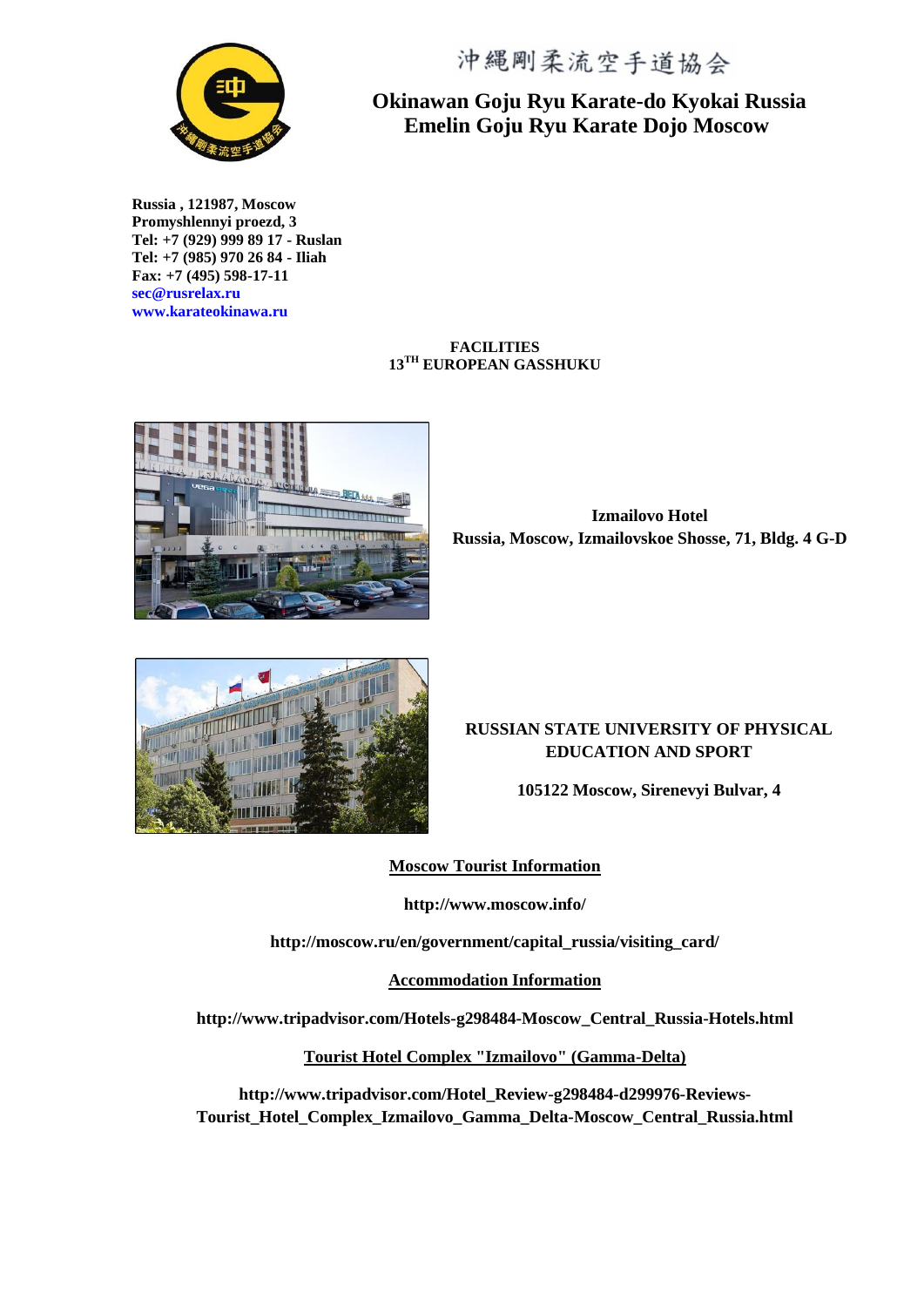沖縄剛柔流空手道協会

# Okinawan Goju Ryu Karate-do Kyokai Russia
# Emelin Goju Ryu Karate Dojo Moscow

**Russia , 121987, Moscow**
**Promyshlennyi proezd, 3**
**Tel: +7 (929) 999 89 17 - Ruslan**
**Tel: +7 (985) 970 26 84 - Iliah**
**Fax: +7 (495) 598-17-11**
**sec@rusrelax.ru**
**www.karateokinawa.ru**

**FACILITIES**
**13[TH] EUROPEAN GASSHUKU**

**Izmailovo Hotel**
**Russia, Moscow, Izmailovskoe Shosse, 71, Bldg. 4 G-D**

**RUSSIAN STATE UNIVERSITY OF PHYSICAL EDUCATION AND SPORT**

**105122 Moscow, Sirenevyi Bulvar, 4**

**Moscow Tourist Information**

**http://www.moscow.info/**

**http://moscow.ru/en/government/capital_russia/visiting_card/**

**Accommodation Information**

**http://www.tripadvisor.com/Hotels-g298484-Moscow_Central_Russia-Hotels.html**

**Tourist Hotel Complex "Izmailovo" (Gamma-Delta)**

**http://www.tripadvisor.com/Hotel_Review-g298484-d299976-Reviews-Tourist_Hotel_Complex_Izmailovo_Gamma_Delta-Moscow_Central_Russia.html**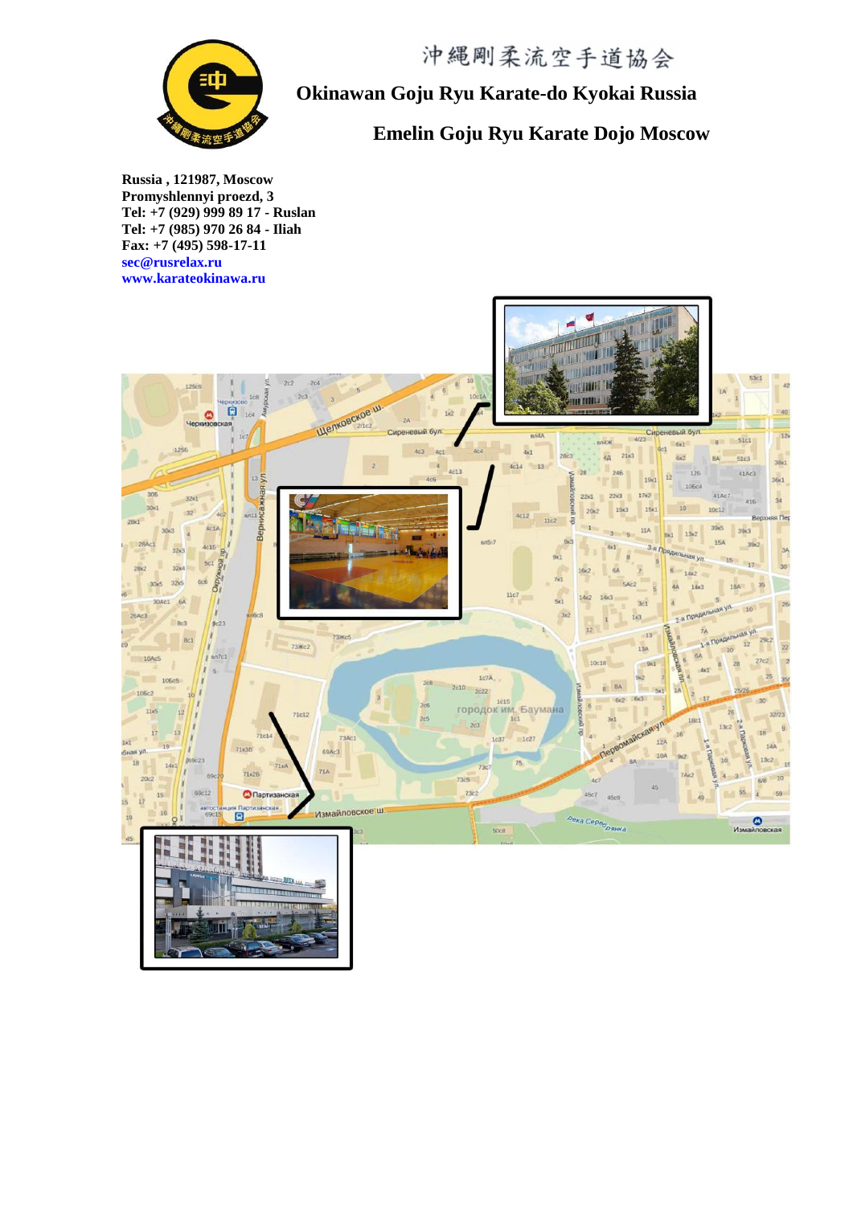沖縄剛柔流空手道協会

# Okinawan Goju Ryu Karate-do Kyokai Russia

## Emelin Goju Ryu Karate Dojo Moscow

**Russia , 121987, Moscow**
**Promyshlennyi proezd, 3**
**Tel: +7 (929) 999 89 17 - Ruslan**
**Tel: +7 (985) 970 26 84 - Iliah**
**Fax: +7 (495) 598-17-11**
**sec@rusrelax.ru**
**www.karateokinawa.ru**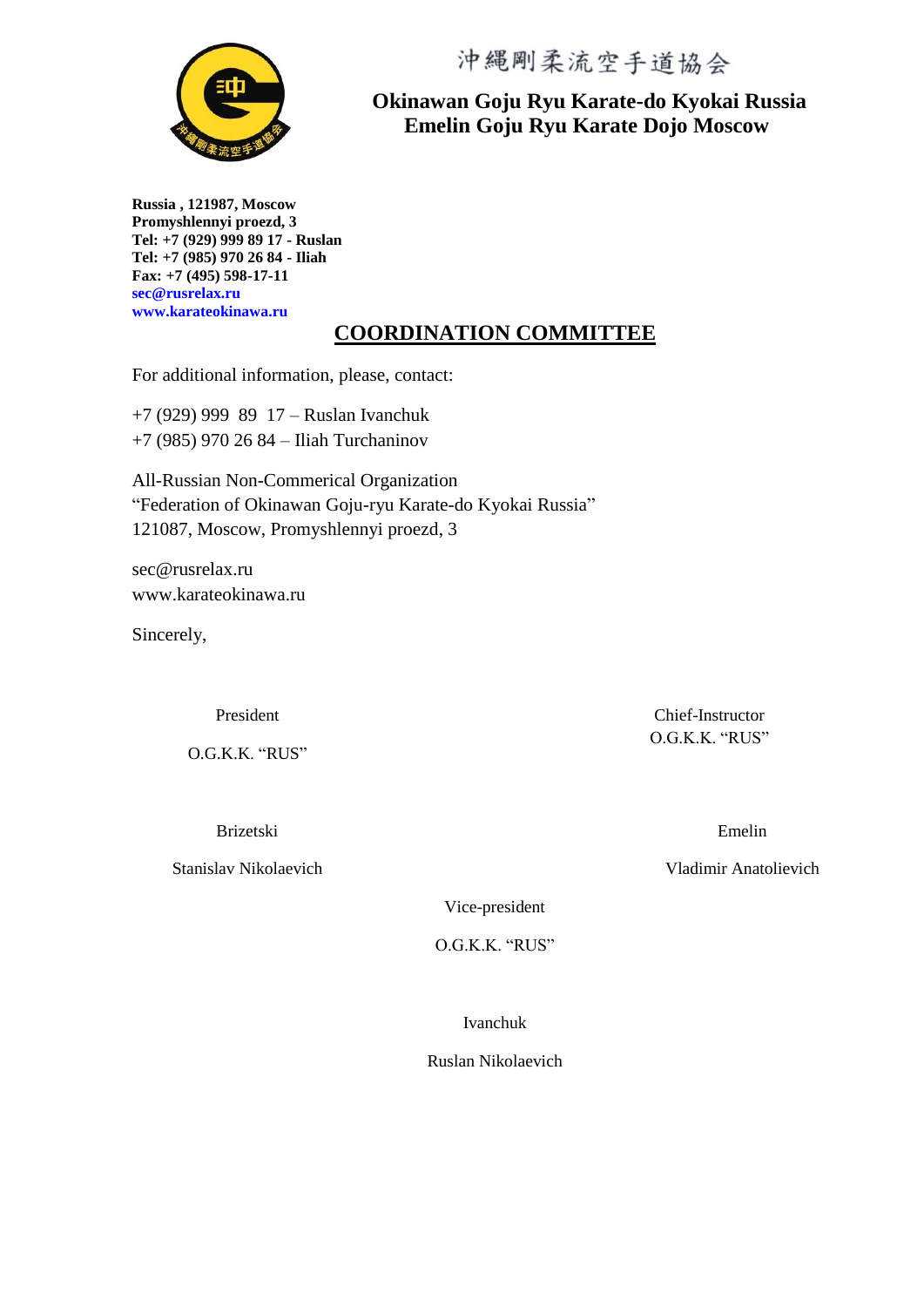沖縄剛柔流空手道協会

**Okinawan Goju Ryu Karate-do Kyokai Russia**
**Emelin Goju Ryu Karate Dojo Moscow**

**Russia , 121987, Moscow**
**Promyshlennyi proezd, 3**
**Tel: +7 (929) 999 89 17 - Ruslan**
**Tel: +7 (985) 970 26 84 - Iliah**
**Fax: +7 (495) 598-17-11**
**sec@rusrelax.ru**
**www.karateokinawa.ru**

## COORDINATION COMMITTEE

For additional information, please, contact:

+7 (929) 999 89 17 – Ruslan Ivanchuk
+7 (985) 970 26 84 – Iliah Turchaninov

All-Russian Non-Commerical Organization
“Federation of Okinawan Goju-ryu Karate-do Kyokai Russia”
121087, Moscow, Promyshlennyi proezd, 3

sec@rusrelax.ru
www.karateokinawa.ru

Sincerely,

President
O.G.K.K. “RUS”

Brizetski
Stanislav Nikolaevich

Chief-Instructor
O.G.K.K. “RUS”

Emelin
Vladimir Anatolievich

Vice-president
O.G.K.K. “RUS”

Ivanchuk
Ruslan Nikolaevich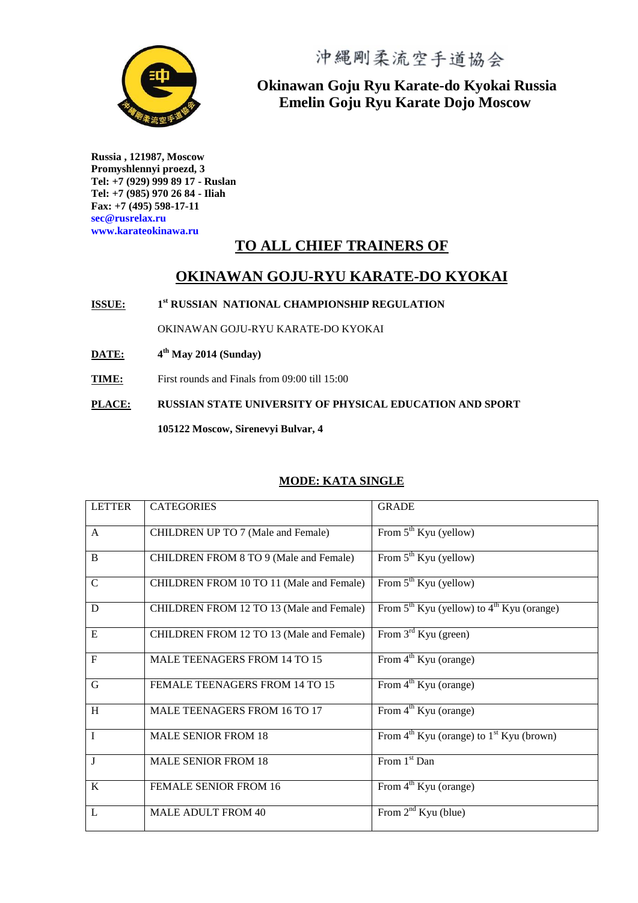沖縄剛柔流空手道協会

**Okinawan Goju Ryu Karate-do Kyokai Russia**
**Emelin Goju Ryu Karate Dojo Moscow**

**Russia , 121987, Moscow**
**Promyshlennyi proezd, 3**
**Tel: +7 (929) 999 89 17 - Ruslan**
**Tel: +7 (985) 970 26 84 - Iliah**
**Fax: +7 (495) 598-17-11**
**sec@rusrelax.ru**
**www.karateokinawa.ru**

## TO ALL CHIEF TRAINERS OF

## OKINAWAN GOJU-RYU KARATE-DO KYOKAI

**ISSUE:** **1st RUSSIAN NATIONAL CHAMPIONSHIP REGULATION**

OKINAWAN GOJU-RYU KARATE-DO KYOKAI

**DATE:** **4th May 2014 (Sunday)**

**TIME:** First rounds and Finals from 09:00 till 15:00

**PLACE:** **RUSSIAN STATE UNIVERSITY OF PHYSICAL EDUCATION AND SPORT**

**105122 Moscow, Sirenevyi Bulvar, 4**

### MODE: KATA SINGLE

| LETTER | CATEGORIES | GRADE |
|---|---|---|
| A | CHILDREN UP TO 7 (Male and Female) | From 5th Kyu (yellow) |
| B | CHILDREN FROM 8 TO 9 (Male and Female) | From 5th Kyu (yellow) |
| C | CHILDREN FROM 10 TO 11 (Male and Female) | From 5th Kyu (yellow) |
| D | CHILDREN FROM 12 TO 13 (Male and Female) | From 5th Kyu (yellow) to 4th Kyu (orange) |
| E | CHILDREN FROM 12 TO 13 (Male and Female) | From 3rd Kyu (green) |
| F | MALE TEENAGERS FROM 14 TO 15 | From 4th Kyu (orange) |
| G | FEMALE TEENAGERS FROM 14 TO 15 | From 4th Kyu (orange) |
| H | MALE TEENAGERS FROM 16 TO 17 | From 4th Kyu (orange) |
| I | MALE SENIOR FROM 18 | From 4th Kyu (orange) to 1st Kyu (brown) |
| J | MALE SENIOR FROM 18 | From 1st Dan |
| K | FEMALE SENIOR FROM 16 | From 4th Kyu (orange) |
| L | MALE ADULT FROM 40 | From 2nd Kyu (blue) |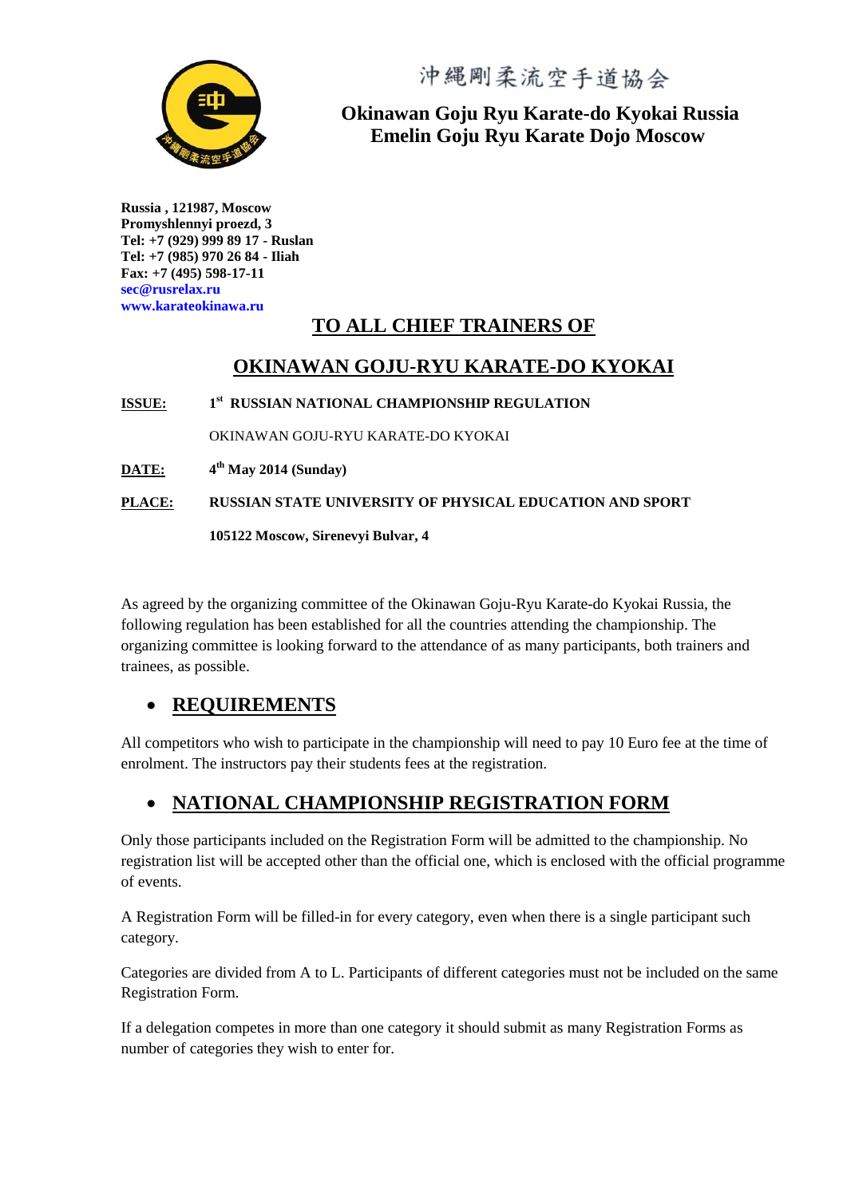沖縄剛柔流空手道協会

**Okinawan Goju Ryu Karate-do Kyokai Russia**
**Emelin Goju Ryu Karate Dojo Moscow**

**Russia , 121987, Moscow**
**Promyshlennyi proezd, 3**
**Tel: +7 (929) 999 89 17 - Ruslan**
**Tel: +7 (985) 970 26 84 - Iliah**
**Fax: +7 (495) 598-17-11**
**sec@rusrelax.ru**
**www.karateokinawa.ru**

## TO ALL CHIEF TRAINERS OF

## OKINAWAN GOJU-RYU KARATE-DO KYOKAI

**ISSUE:** **1st RUSSIAN NATIONAL CHAMPIONSHIP REGULATION**

OKINAWAN GOJU-RYU KARATE-DO KYOKAI

**DATE:** **4th May 2014 (Sunday)**

**PLACE:** **RUSSIAN STATE UNIVERSITY OF PHYSICAL EDUCATION AND SPORT**

**105122 Moscow, Sirenevyi Bulvar, 4**

As agreed by the organizing committee of the Okinawan Goju-Ryu Karate-do Kyokai Russia, the following regulation has been established for all the countries attending the championship. The organizing committee is looking forward to the attendance of as many participants, both trainers and trainees, as possible.

- ## REQUIREMENTS

All competitors who wish to participate in the championship will need to pay 10 Euro fee at the time of enrolment. The instructors pay their students fees at the registration.

- ## NATIONAL CHAMPIONSHIP REGISTRATION FORM

Only those participants included on the Registration Form will be admitted to the championship. No registration list will be accepted other than the official one, which is enclosed with the official programme of events.

A Registration Form will be filled-in for every category, even when there is a single participant such category.

Categories are divided from A to L. Participants of different categories must not be included on the same Registration Form.

If a delegation competes in more than one category it should submit as many Registration Forms as number of categories they wish to enter for.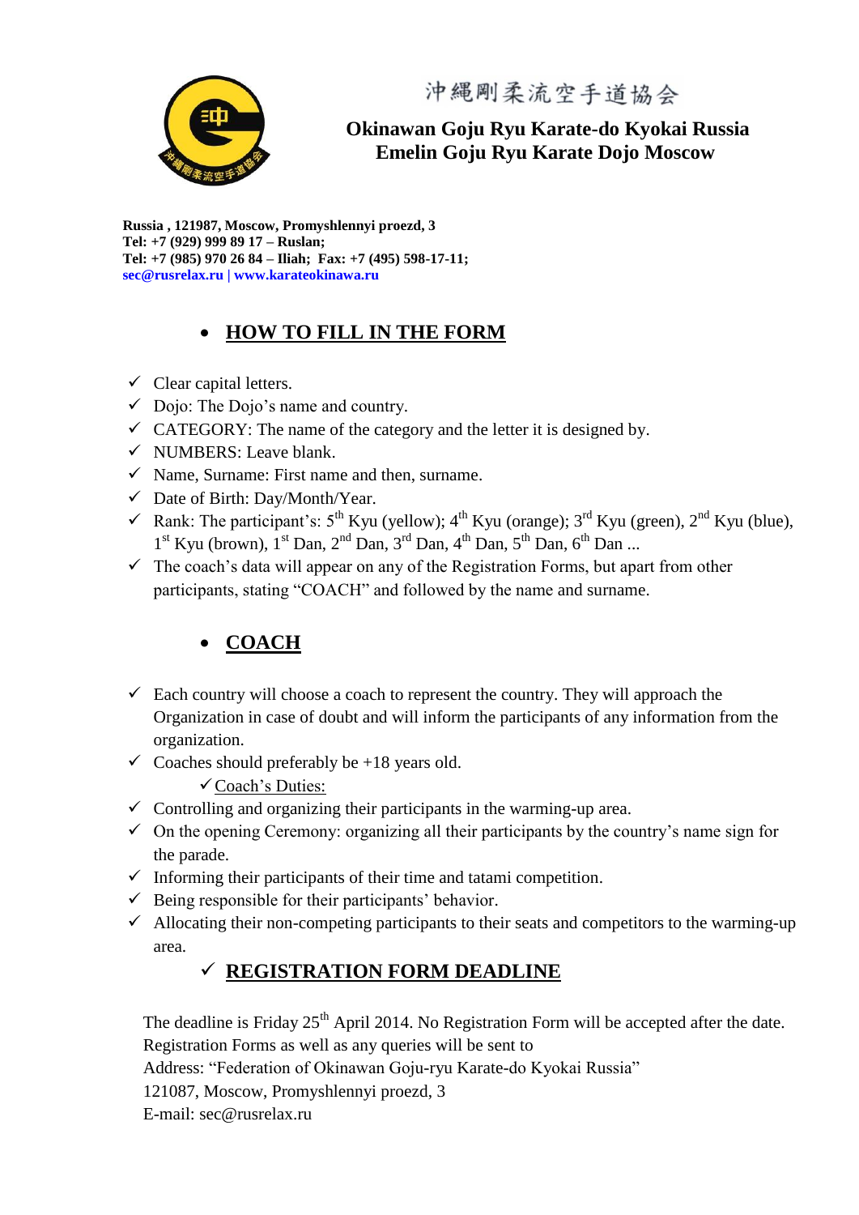沖縄剛柔流空手道協会

**Okinawan Goju Ryu Karate-do Kyokai Russia**
**Emelin Goju Ryu Karate Dojo Moscow**

**Russia , 121987, Moscow, Promyshlennyi proezd, 3**
**Tel: +7 (929) 999 89 17 – Ruslan;**
**Tel: +7 (985) 970 26 84 – Iliah; Fax: +7 (495) 598-17-11;**
**sec@rusrelax.ru | www.karateokinawa.ru**

## HOW TO FILL IN THE FORM

- ✓ Clear capital letters.
- ✓ Dojo: The Dojo's name and country.
- ✓ CATEGORY: The name of the category and the letter it is designed by.
- ✓ NUMBERS: Leave blank.
- ✓ Name, Surname: First name and then, surname.
- ✓ Date of Birth: Day/Month/Year.
- ✓ Rank: The participant's: 5th Kyu (yellow); 4th Kyu (orange); 3rd Kyu (green), 2nd Kyu (blue), 1st Kyu (brown), 1st Dan, 2nd Dan, 3rd Dan, 4th Dan, 5th Dan, 6th Dan ...
- ✓ The coach's data will appear on any of the Registration Forms, but apart from other participants, stating "COACH" and followed by the name and surname.

## COACH

- ✓ Each country will choose a coach to represent the country. They will approach the Organization in case of doubt and will inform the participants of any information from the organization.
- ✓ Coaches should preferably be +18 years old.
  - ✓ Coach's Duties:
- ✓ Controlling and organizing their participants in the warming-up area.
- ✓ On the opening Ceremony: organizing all their participants by the country's name sign for the parade.
- ✓ Informing their participants of their time and tatami competition.
- ✓ Being responsible for their participants' behavior.
- ✓ Allocating their non-competing participants to their seats and competitors to the warming-up area.

## ✓ REGISTRATION FORM DEADLINE

The deadline is Friday 25th April 2014. No Registration Form will be accepted after the date.
Registration Forms as well as any queries will be sent to
Address: "Federation of Okinawan Goju-ryu Karate-do Kyokai Russia"
121087, Moscow, Promyshlennyi proezd, 3
E-mail: sec@rusrelax.ru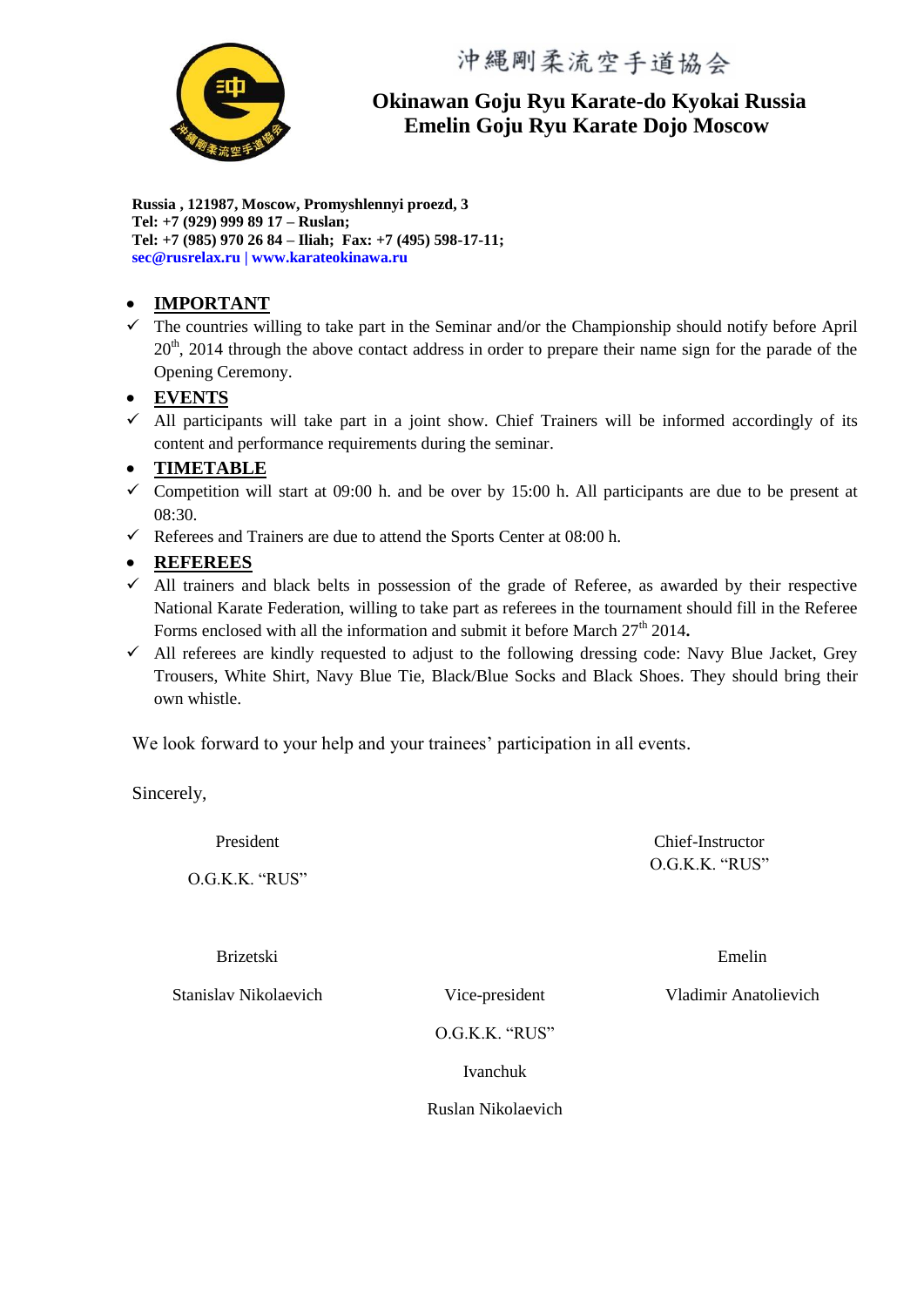沖縄剛柔流空手道協会

**Okinawan Goju Ryu Karate-do Kyokai Russia**
**Emelin Goju Ryu Karate Dojo Moscow**

**Russia , 121987, Moscow, Promyshlennyi proezd, 3**
**Tel: +7 (929) 999 89 17 – Ruslan;**
**Tel: +7 (985) 970 26 84 – Iliah; Fax: +7 (495) 598-17-11;**
**sec@rusrelax.ru | www.karateokinawa.ru**

- **IMPORTANT**
  - ✓ The countries willing to take part in the Seminar and/or the Championship should notify before April 20th, 2014 through the above contact address in order to prepare their name sign for the parade of the Opening Ceremony.
- **EVENTS**
  - ✓ All participants will take part in a joint show. Chief Trainers will be informed accordingly of its content and performance requirements during the seminar.
- **TIMETABLE**
  - ✓ Competition will start at 09:00 h. and be over by 15:00 h. All participants are due to be present at 08:30.
  - ✓ Referees and Trainers are due to attend the Sports Center at 08:00 h.
- **REFEREES**
  - ✓ All trainers and black belts in possession of the grade of Referee, as awarded by their respective National Karate Federation, willing to take part as referees in the tournament should fill in the Referee Forms enclosed with all the information and submit it before March 27th 2014**.**
  - ✓ All referees are kindly requested to adjust to the following dressing code: Navy Blue Jacket, Grey Trousers, White Shirt, Navy Blue Tie, Black/Blue Socks and Black Shoes. They should bring their own whistle.

We look forward to your help and your trainees' participation in all events.

Sincerely,

President
O.G.K.K. "RUS"
Brizetski
Stanislav Nikolaevich

Chief-Instructor
O.G.K.K. "RUS"
Emelin
Vladimir Anatolievich

Vice-president
O.G.K.K. "RUS"
Ivanchuk
Ruslan Nikolaevich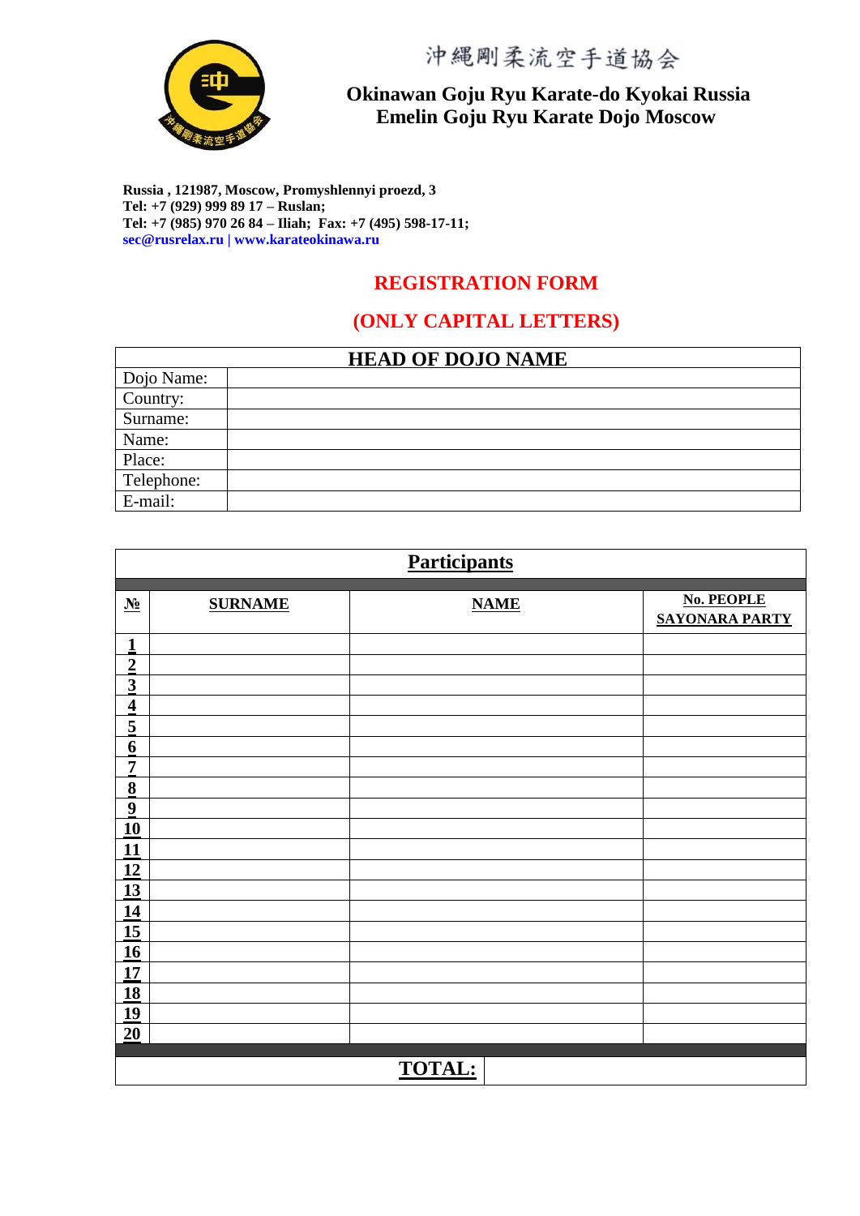沖縄剛柔流空手道協会

**Okinawan Goju Ryu Karate-do Kyokai Russia**
**Emelin Goju Ryu Karate Dojo Moscow**

**Russia , 121987, Moscow, Promyshlennyi proezd, 3**
**Tel: +7 (929) 999 89 17 – Ruslan;**
**Tel: +7 (985) 970 26 84 – Iliah; Fax: +7 (495) 598-17-11;**
**sec@rusrelax.ru | www.karateokinawa.ru**

## REGISTRATION FORM

## (ONLY CAPITAL LETTERS)

| HEAD OF DOJO NAME | |
|---|---|
| Dojo Name: | |
| Country: | |
| Surname: | |
| Name: | |
| Place: | |
| Telephone: | |
| E-mail: | |

**Participants**

| № | SURNAME | NAME | No. PEOPLE SAYONARA PARTY |
|---|---|---|---|
| 1 | | | |
| 2 | | | |
| 3 | | | |
| 4 | | | |
| 5 | | | |
| 6 | | | |
| 7 | | | |
| 8 | | | |
| 9 | | | |
| 10 | | | |
| 11 | | | |
| 12 | | | |
| 13 | | | |
| 14 | | | |
| 15 | | | |
| 16 | | | |
| 17 | | | |
| 18 | | | |
| 19 | | | |
| 20 | | | |
| | | **TOTAL:** | |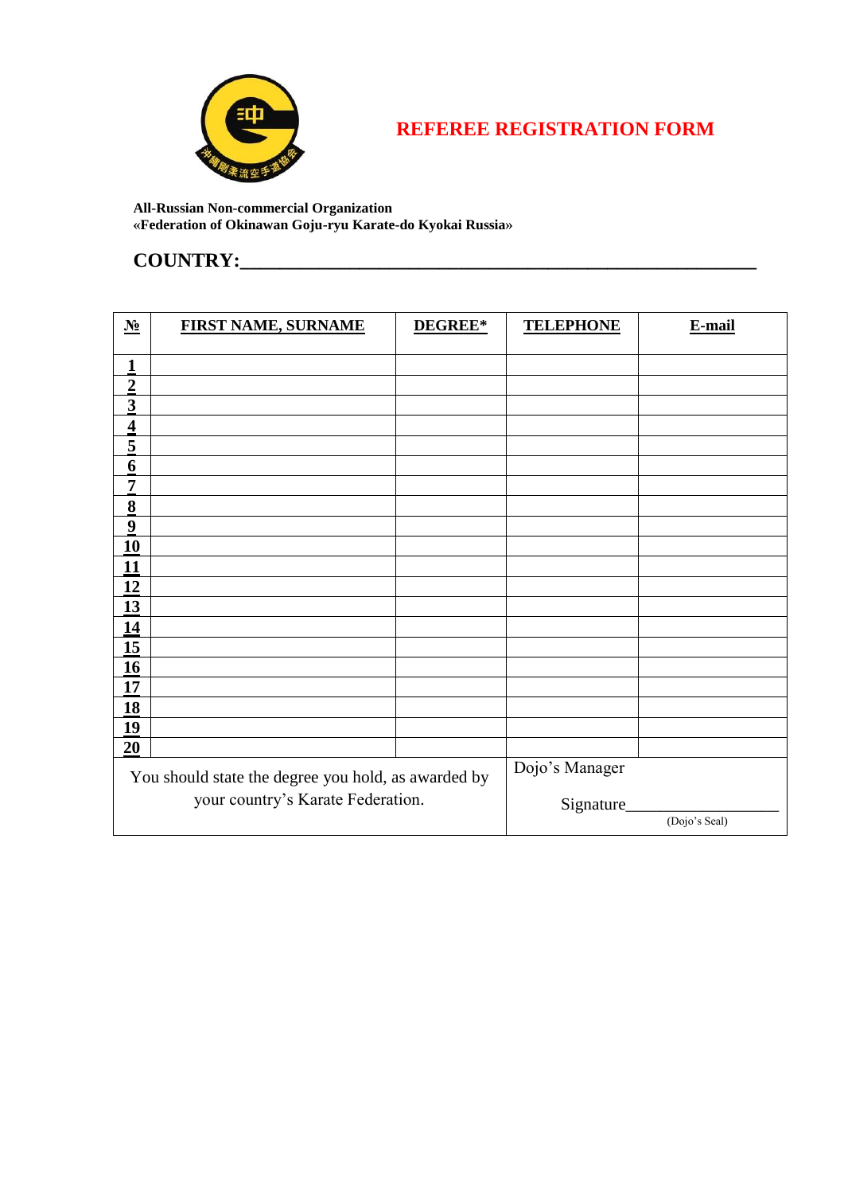# REFEREE REGISTRATION FORM

**All-Russian Non-commercial Organization**
**«Federation of Okinawan Goju-ryu Karate-do Kyokai Russia»**

**COUNTRY:**_______________________________________________

| № | FIRST NAME, SURNAME | DEGREE* | TELEPHONE | E-mail |
|---|---|---|---|---|
| 1 | | | | |
| 2 | | | | |
| 3 | | | | |
| 4 | | | | |
| 5 | | | | |
| 6 | | | | |
| 7 | | | | |
| 8 | | | | |
| 9 | | | | |
| 10 | | | | |
| 11 | | | | |
| 12 | | | | |
| 13 | | | | |
| 14 | | | | |
| 15 | | | | |
| 16 | | | | |
| 17 | | | | |
| 18 | | | | |
| 19 | | | | |
| 20 | | | | |
| You should state the degree you hold, as awarded by your country's Karate Federation. | | | Dojo's Manager Signature__________________ (Dojo's Seal) | |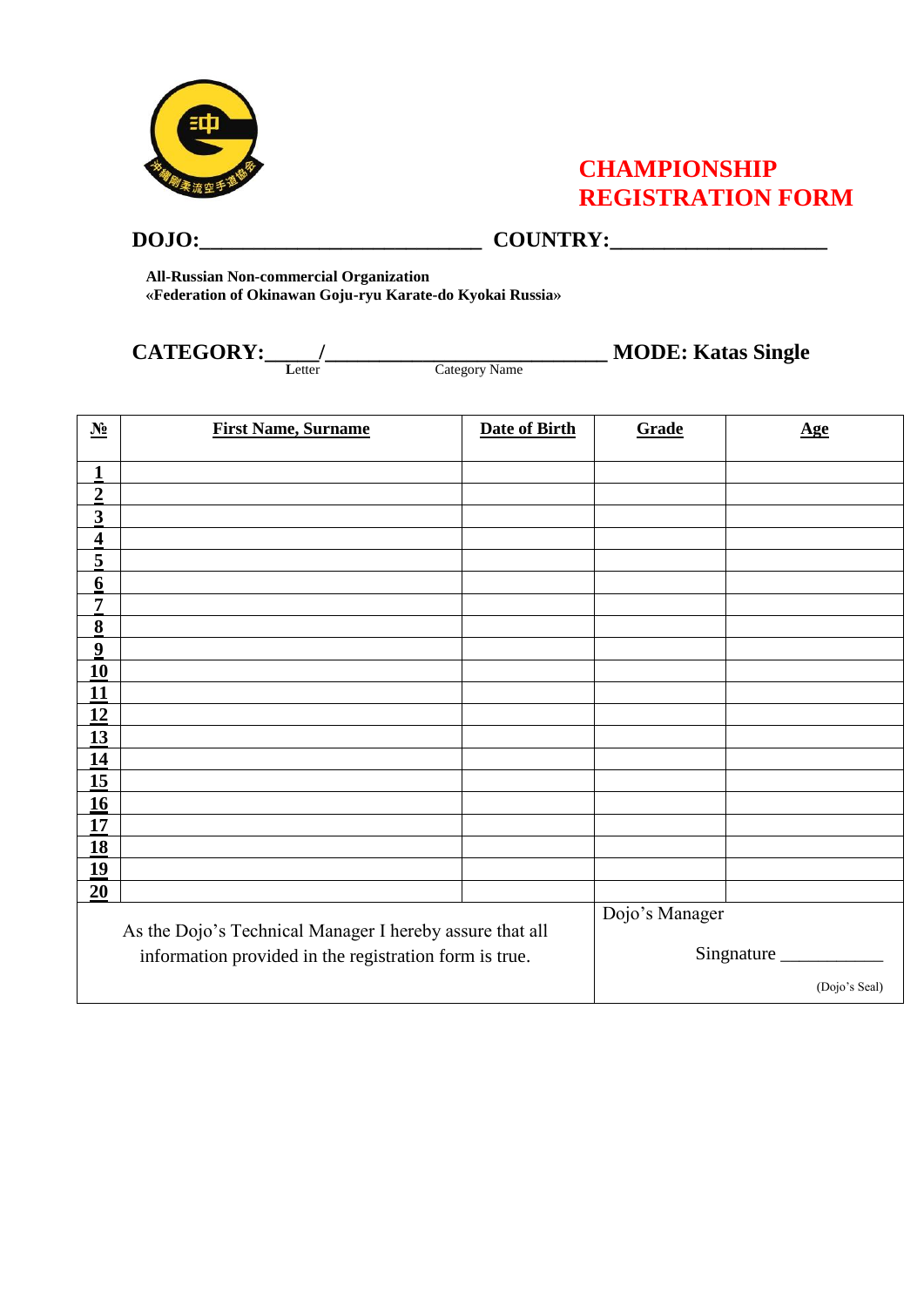# CHAMPIONSHIP REGISTRATION FORM

**DOJO:**__________________________ **COUNTRY:**___________________

**All-Russian Non-commercial Organization**
**«Federation of Okinawan Goju-ryu Karate-do Kyokai Russia»**

**CATEGORY:**_____/__________________________ **MODE: Katas Single**
Letter Category Name

| № | First Name, Surname | Date of Birth | Grade | Age |
|---|---|---|---|---|
| 1 | | | | |
| 2 | | | | |
| 3 | | | | |
| 4 | | | | |
| 5 | | | | |
| 6 | | | | |
| 7 | | | | |
| 8 | | | | |
| 9 | | | | |
| 10 | | | | |
| 11 | | | | |
| 12 | | | | |
| 13 | | | | |
| 14 | | | | |
| 15 | | | | |
| 16 | | | | |
| 17 | | | | |
| 18 | | | | |
| 19 | | | | |
| 20 | | | | |

| As the Dojo's Technical Manager I hereby assure that all information provided in the registration form is true. | Dojo's Manager<br>Singnature ___________<br>(Dojo's Seal) |
|---|---|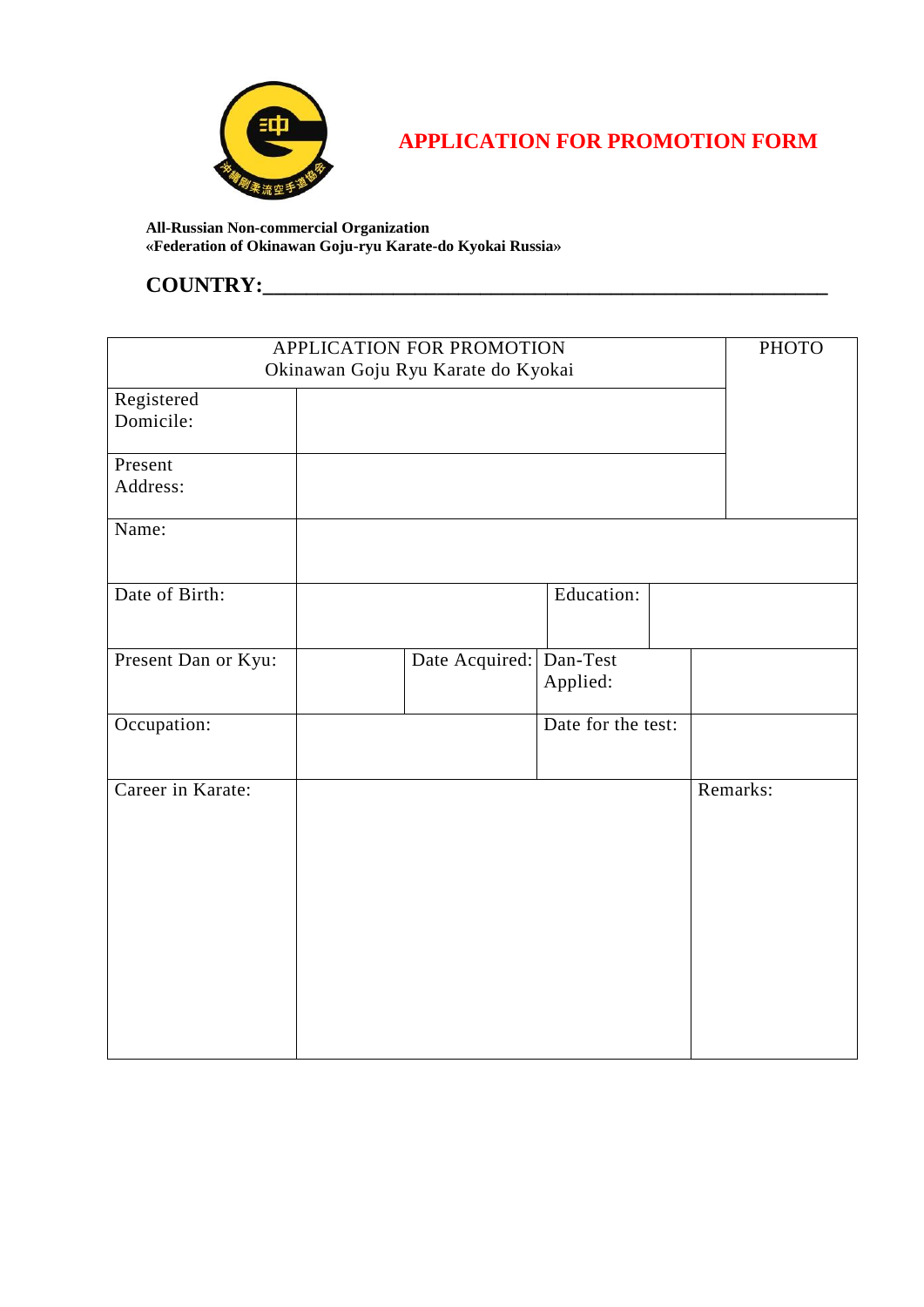# APPLICATION FOR PROMOTION FORM

**All-Russian Non-commercial Organization**
**«Federation of Okinawan Goju-ryu Karate-do Kyokai Russia»**

## COUNTRY:_______________________________________________

| | | | | | | |
|---|---|---|---|---|---|---|
| APPLICATION FOR PROMOTION Okinawan Goju Ryu Karate do Kyokai | | | | | | PHOTO |
| Registered Domicile: | | | | | | |
| Present Address: | | | | | | |
| Name: | | | | | | |
| Date of Birth: | | | Education: | | | |
| Present Dan or Kyu: | | Date Acquired: | Dan-Test Applied: | | | |
| Occupation: | | | Date for the test: | | | |
| Career in Karate: | | | | | Remarks: | |